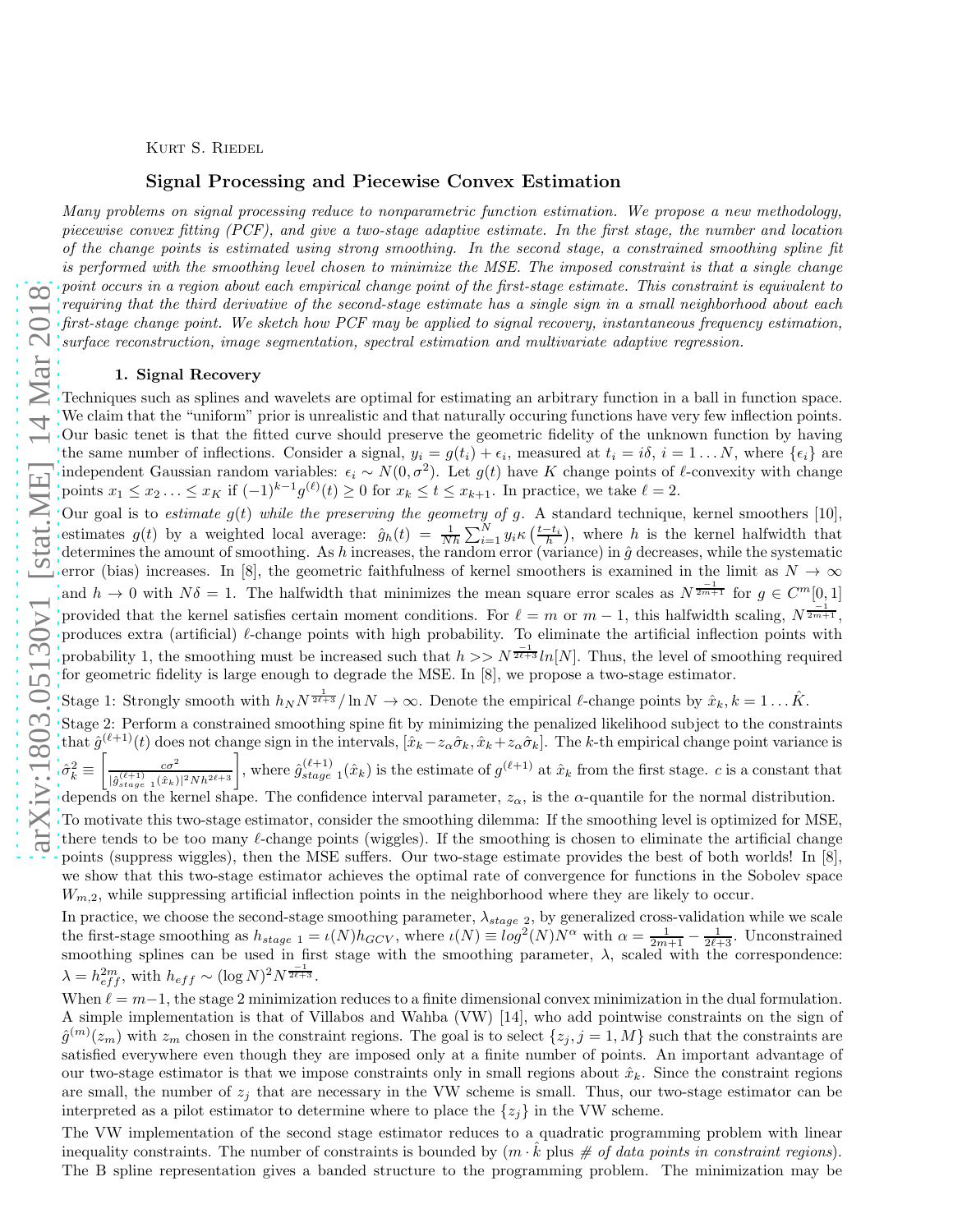Kurt S. Riedel

# Signal Processing and Piecewise Convex Estimation

*Many problems on signal processing reduce to nonparametric function estimation. We propose a new methodology, piecewise convex fitting (PCF), and give a two-stage adaptive estimate. In the first stage, the number and location of the change points is estimated using strong smoothing. In the second stage, a constrained smoothing spline fit is performed with the smoothing level chosen to minimize the MSE. The imposed constraint is that a single change point occurs in a region about each empirical change point of the first-stage estimate. This constraint is equivalent to requiring that the third derivative of the second-stage estimate has a single sign in a small neighborhood about each first-stage change point. We sketch how PCF may be applied to signal recovery, instantaneous frequency estimation, surface reconstruction, image segmentation, spectral estimation and multivariate adaptive regression.*

## 1. Signal Recovery

Techniques such as splines and wavelets are optimal for estimating an arbitrary function in a ball in function space. We claim that the "uniform" prior is unrealistic and that naturally occuring functions have very few inflection points. Our basic tenet is that the fitted curve should preserve the geometric fidelity of the unknown function by having the same number of inflections. Consider a signal, $y_i = g(t_i) + \epsilon_i$, measured at $t_i = i\delta$, $i = 1 \dots N$, where $\{\epsilon_i\}$ are independent Gaussian random variables: $\epsilon_i \sim N(0, \sigma^2)$. Let $g(t)$ have $K$ change points of $\ell$-convexity with change points $x_1 \leq x_2 \dots \leq x_K$ if $(-1)^{k-1} g^{(\ell)}(t) \geq 0$ for $x_k \leq t \leq x_{k+1}$. In practice, we take $\ell = 2$.

Our goal is to *estimate $g(t)$ while the preserving the geometry of $g$*. A standard technique, kernel smoothers [10], estimates $g(t)$ by a weighted local average: $\hat{g}_h(t) = \frac{1}{Nh}\sum_{i=1}^{N} y_i \kappa\left(\frac{t-t_i}{h}\right)$, where $h$ is the kernel halfwidth that determines the amount of smoothing. As $h$ increases, the random error (variance) in $\hat{g}$ decreases, while the systematic error (bias) increases. In [8], the geometric faithfulness of kernel smoothers is examined in the limit as $N \to \infty$ and $h \to 0$ with $N\delta = 1$. The halfwidth that minimizes the mean square error scales as $N^{\frac{-1}{2m+1}}$ for $g \in C^m[0,1]$ provided that the kernel satisfies certain moment conditions. For $\ell = m$ or $m-1$, this halfwidth scaling, $N^{\frac{-1}{2m+1}}$, produces extra (artificial) $\ell$-change points with high probability. To eliminate the artificial inflection points with probability 1, the smoothing must be increased such that $h >> N^{\frac{-1}{2\ell+3}} ln[N]$. Thus, the level of smoothing required for geometric fidelity is large enough to degrade the MSE. In [8], we propose a two-stage estimator.

Stage 1: Strongly smooth with $h_N N^{\frac{1}{2\ell+3}} / \ln N \to \infty$. Denote the empirical $\ell$-change points by $\hat{x}_k, k = 1 \dots \hat{K}$.

Stage 2: Perform a constrained smoothing spine fit by minimizing the penalized likelihood subject to the constraints that $\hat{g}^{(\ell+1)}(t)$ does not change sign in the intervals, $[\hat{x}_k - z_\alpha \hat{\sigma}_k, \hat{x}_k + z_\alpha \hat{\sigma}_k]$. The $k$-th empirical change point variance is $\hat{\sigma}_k^2 \equiv \left[\frac{c\sigma^2}{|\hat{g}^{(\ell+1)}_{stage\ 1}(\hat{x}_k)|^2 N h^{2\ell+3}}\right]$, where $\hat{g}^{(\ell+1)}_{stage\ 1}(\hat{x}_k)$ is the estimate of $g^{(\ell+1)}$ at $\hat{x}_k$ from the first stage. $c$ is a constant that depends on the kernel shape. The confidence interval parameter, $z_\alpha$, is the $\alpha$-quantile for the normal distribution.

To motivate this two-stage estimator, consider the smoothing dilemma: If the smoothing level is optimized for MSE, there tends to be too many $\ell$-change points (wiggles). If the smoothing is chosen to eliminate the artificial change points (suppress wiggles), then the MSE suffers. Our two-stage estimate provides the best of both worlds! In [8], we show that this two-stage estimator achieves the optimal rate of convergence for functions in the Sobolev space $W_{m,2}$, while suppressing artificial inflection points in the neighborhood where they are likely to occur.

In practice, we choose the second-stage smoothing parameter, $\lambda_{stage\ 2}$, by generalized cross-validation while we scale the first-stage smoothing as $h_{stage\ 1} = \iota(N) h_{GCV}$, where $\iota(N) \equiv log^2(N) N^\alpha$ with $\alpha = \frac{1}{2m+1} - \frac{1}{2\ell+3}$. Unconstrained smoothing splines can be used in first stage with the smoothing parameter, $\lambda$, scaled with the correspondence: $\lambda = h_{eff}^{2m}$, with $h_{eff} \sim (\log N)^2 N^{\frac{-1}{2\ell+3}}$.

When $\ell = m-1$, the stage 2 minimization reduces to a finite dimensional convex minimization in the dual formulation. A simple implementation is that of Villabos and Wahba (VW) [14], who add pointwise constraints on the sign of $\hat{g}^{(m)}(z_m)$ with $z_m$ chosen in the constraint regions. The goal is to select $\{z_j, j = 1, M\}$ such that the constraints are satisfied everywhere even though they are imposed only at a finite number of points. An important advantage of our two-stage estimator is that we impose constraints only in small regions about $\hat{x}_k$. Since the constraint regions are small, the number of $z_j$ that are necessary in the VW scheme is small. Thus, our two-stage estimator can be interpreted as a pilot estimator to determine where to place the $\{z_j\}$ in the VW scheme.

The VW implementation of the second stage estimator reduces to a quadratic programming problem with linear inequality constraints. The number of constraints is bounded by ($m \cdot \hat{k}$ plus *# of data points in constraint regions*). The B spline representation gives a banded structure to the programming problem. The minimization may be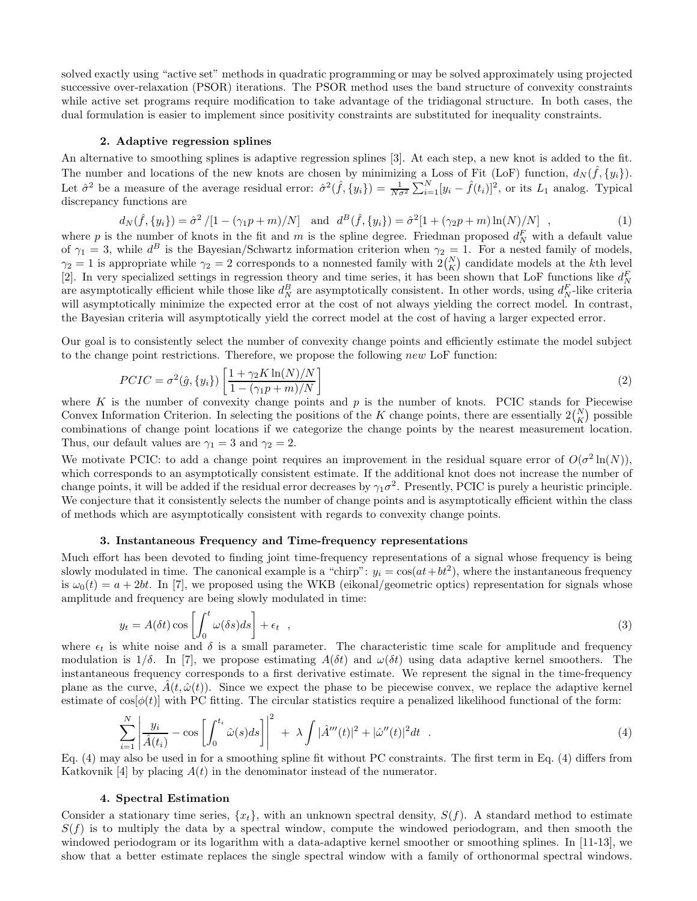solved exactly using "active set" methods in quadratic programming or may be solved approximately using projected successive over-relaxation (PSOR) iterations. The PSOR method uses the band structure of convexity constraints while active set programs require modification to take advantage of the tridiagonal structure. In both cases, the dual formulation is easier to implement since positivity constraints are substituted for inequality constraints.

### 2. Adaptive regression splines

An alternative to smoothing splines is adaptive regression splines [3]. At each step, a new knot is added to the fit. The number and locations of the new knots are chosen by minimizing a Loss of Fit (LoF) function, $d_N(\hat{f}, \{y_i\})$. Let $\hat{\sigma}^2$ be a measure of the average residual error: $\hat{\sigma}^2(\hat{f}, \{y_i\}) = \frac{1}{N\sigma^2}\sum_{i=1}^{N}[y_i - \hat{f}(t_i)]^2$, or its $L_1$ analog. Typical discrepancy functions are

$$d_N(\hat{f}, \{y_i\}) = \hat{\sigma}^2 / [1 - (\gamma_1 p + m)/N] \quad \text{and} \quad d^B(\hat{f}, \{y_i\}) = \hat{\sigma}^2[1 + (\gamma_2 p + m)\ln(N)/N] \quad , \tag{1}$$

where $p$ is the number of knots in the fit and $m$ is the spline degree. Friedman proposed $d_N^F$ with a default value of $\gamma_1 = 3$, while $d^B$ is the Bayesian/Schwartz information criterion when $\gamma_2 = 1$. For a nested family of models, $\gamma_2 = 1$ is appropriate while $\gamma_2 = 2$ corresponds to a nonnested family with $2\binom{N}{K}$ candidate models at the $k$th level [2]. In very specialized settings in regression theory and time series, it has been shown that LoF functions like $d_N^F$ are asymptotically efficient while those like $d_N^B$ are asymptotically consistent. In other words, using $d_N^F$-like criteria will asymptotically minimize the expected error at the cost of not always yielding the correct model. In contrast, the Bayesian criteria will asymptotically yield the correct model at the cost of having a larger expected error.

Our goal is to consistently select the number of convexity change points and efficiently estimate the model subject to the change point restrictions. Therefore, we propose the following *new* LoF function:

$$PCIC = \sigma^2(\hat{g}, \{y_i\}) \left[\frac{1 + \gamma_2 K \ln(N)/N}{1 - (\gamma_1 p + m)/N}\right] \tag{2}$$

where $K$ is the number of convexity change points and $p$ is the number of knots. PCIC stands for Piecewise Convex Information Criterion. In selecting the positions of the $K$ change points, there are essentially $2\binom{N}{K}$ possible combinations of change point locations if we categorize the change points by the nearest measurement location. Thus, our default values are $\gamma_1 = 3$ and $\gamma_2 = 2$.

We motivate PCIC: to add a change point requires an improvement in the residual square error of $O(\sigma^2 \ln(N))$, which corresponds to an asymptotically consistent estimate. If the additional knot does not increase the number of change points, it will be added if the residual error decreases by $\gamma_1\sigma^2$. Presently, PCIC is purely a heuristic principle. We conjecture that it consistently selects the number of change points and is asymptotically efficient within the class of methods which are asymptotically consistent with regards to convexity change points.

### 3. Instantaneous Frequency and Time-frequency representations

Much effort has been devoted to finding joint time-frequency representations of a signal whose frequency is being slowly modulated in time. The canonical example is a "chirp": $y_i = \cos(at + bt^2)$, where the instantaneous frequency is $\omega_0(t) = a + 2bt$. In [7], we proposed using the WKB (eikonal/geometric optics) representation for signals whose amplitude and frequency are being slowly modulated in time:

$$y_t = A(\delta t)\cos\left[\int_0^t \omega(\delta s)ds\right] + \epsilon_t \quad , \tag{3}$$

where $\epsilon_t$ is white noise and $\delta$ is a small parameter. The characteristic time scale for amplitude and frequency modulation is $1/\delta$. In [7], we propose estimating $A(\delta t)$ and $\omega(\delta t)$ using data adaptive kernel smoothers. The instantaneous frequency corresponds to a first derivative estimate. We represent the signal in the time-frequency plane as the curve, $\hat{A}(t, \hat{\omega}(t))$. Since we expect the phase to be piecewise convex, we replace the adaptive kernel estimate of $\cos[\phi(t)]$ with PC fitting. The circular statistics require a penalized likelihood functional of the form:

$$\sum_{i=1}^{N}\left|\frac{y_i}{\hat{A}(t_i)} - \cos\left[\int_0^{t_i}\hat{\omega}(s)ds\right]\right|^2 + \lambda \int |\hat{A}'''(t)|^2 + |\hat{\omega}''(t)|^2 dt \quad . \tag{4}$$

Eq. (4) may also be used in for a smoothing spline fit without PC constraints. The first term in Eq. (4) differs from Katkovnik [4] by placing $A(t)$ in the denominator instead of the numerator.

### 4. Spectral Estimation

Consider a stationary time series, $\{x_t\}$, with an unknown spectral density, $S(f)$. A standard method to estimate $S(f)$ is to multiply the data by a spectral window, compute the windowed periodogram, and then smooth the windowed periodogram or its logarithm with a data-adaptive kernel smoother or smoothing splines. In [11-13], we show that a better estimate replaces the single spectral window with a family of orthonormal spectral windows.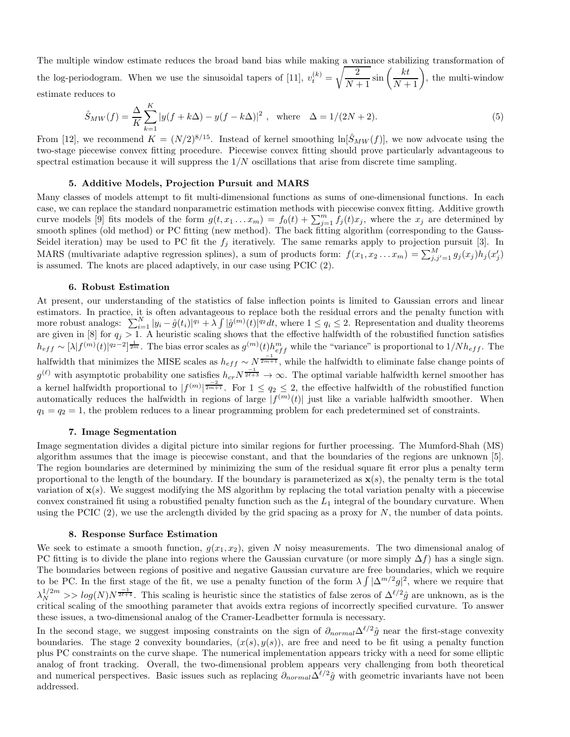The multiple window estimate reduces the broad band bias while making a variance stabilizing transformation of the log-periodogram. When we use the sinusoidal tapers of [11], $v_t^{(k)} = \sqrt{\dfrac{2}{N+1}} \sin\left(\dfrac{kt}{N+1}\right)$, the multi-window estimate reduces to

$$\hat{S}_{MW}(f) = \frac{\Delta}{K} \sum_{k=1}^{K} |y(f + k\Delta) - y(f - k\Delta)|^2 \ , \quad \text{where} \quad \Delta = 1/(2N+2). \tag{5}$$

From [12], we recommend $K = (N/2)^{8/15}$. Instead of kernel smoothing $\ln[\hat{S}_{MW}(f)]$, we now advocate using the two-stage piecewise convex fitting procedure. Piecewise convex fitting should prove particularly advantageous to spectral estimation because it will suppress the $1/N$ oscillations that arise from discrete time sampling.

### 5. Additive Models, Projection Pursuit and MARS

Many classes of models attempt to fit multi-dimensional functions as sums of one-dimensional functions. In each case, we can replace the standard nonparametric estimation methods with piecewise convex fitting. Additive growth curve models [9] fits models of the form $g(t, x_1 \ldots x_m) = f_0(t) + \sum_{j=1}^{m} f_j(t)x_j$, where the $x_j$ are determined by smooth splines (old method) or PC fitting (new method). The back fitting algorithm (corresponding to the Gauss-Seidel iteration) may be used to PC fit the $f_j$ iteratively. The same remarks apply to projection pursuit [3]. In MARS (multivariate adaptive regression splines), a sum of products form: $f(x_1, x_2 \ldots x_m) = \sum_{j,j'=1}^{M} g_j(x_j)h_j(x'_j)$ is assumed. The knots are placed adaptively, in our case using PCIC (2).

### 6. Robust Estimation

At present, our understanding of the statistics of false inflection points is limited to Gaussian errors and linear estimators. In practice, it is often advantageous to replace both the residual errors and the penalty function with more robust analogs: $\sum_{i=1}^{N} |y_i - \hat{g}(t_i)|^{q_1} + \lambda \int |\hat{g}^{(m)}(t)|^{q_2} dt$, where $1 \leq q_i \leq 2$. Representation and duality theorems are given in [8] for $q_j > 1$. A heuristic scaling shows that the effective halfwidth of the robustified function satisfies $h_{eff} \sim [\lambda |f^{(m)}(t)|^{q_2 - 2}]^{\frac{1}{2m}}$. The bias error scales as $g^{(m)}(t)h_{eff}^m$ while the "variance" is proportional to $1/Nh_{eff}$. The halfwidth that minimizes the MISE scales as $h_{eff} \sim N^{\frac{-1}{2m+1}}$, while the halfwidth to eliminate false change points of $g^{(\ell)}$ with asymptotic probability one satisfies $h_{cr} N^{\frac{-1}{2\ell+3}} \to \infty$. The optimal variable halfwidth kernel smoother has a kernel halfwidth proportional to $|f^{(m)}|^{\frac{-2}{2m+1}}$. For $1 \leq q_2 \leq 2$, the effective halfwidth of the robustified function automatically reduces the halfwidth in regions of large $|f^{(m)}(t)|$ just like a variable halfwidth smoother. When $q_1 = q_2 = 1$, the problem reduces to a linear programming problem for each predetermined set of constraints.

### 7. Image Segmentation

Image segmentation divides a digital picture into similar regions for further processing. The Mumford-Shah (MS) algorithm assumes that the image is piecewise constant, and that the boundaries of the regions are unknown [5]. The region boundaries are determined by minimizing the sum of the residual square fit error plus a penalty term proportional to the length of the boundary. If the boundary is parameterized as $\mathbf{x}(s)$, the penalty term is the total variation of $\mathbf{x}(s)$. We suggest modifying the MS algorithm by replacing the total variation penalty with a piecewise convex constrained fit using a robustified penalty function such as the $L_1$ integral of the boundary curvature. When using the PCIC (2), we use the arclength divided by the grid spacing as a proxy for $N$, the number of data points.

### 8. Response Surface Estimation

We seek to estimate a smooth function, $g(x_1, x_2)$, given $N$ noisy measurements. The two dimensional analog of PC fitting is to divide the plane into regions where the Gaussian curvature (or more simply $\Delta f$) has a single sign. The boundaries between regions of positive and negative Gaussian curvature are free boundaries, which we require to be PC. In the first stage of the fit, we use a penalty function of the form $\lambda \int |\Delta^{m/2} g|^2$, where we require that $\lambda_N^{1/2m} >> log(N) N^{\frac{-1}{2\ell+4}}$. This scaling is heuristic since the statistics of false zeros of $\Delta^{\ell/2}\hat{g}$ are unknown, as is the critical scaling of the smoothing parameter that avoids extra regions of incorrectly specified curvature. To answer these issues, a two-dimensional analog of the Cramer-Leadbetter formula is necessary.

In the second stage, we suggest imposing constraints on the sign of $\partial_{normal} \Delta^{\ell/2} \hat{g}$ near the first-stage convexity boundaries. The stage 2 convexity boundaries, $(x(s), y(s))$, are free and need to be fit using a penalty function plus PC constraints on the curve shape. The numerical implementation appears tricky with a need for some elliptic analog of front tracking. Overall, the two-dimensional problem appears very challenging from both theoretical and numerical perspectives. Basic issues such as replacing $\partial_{normal} \Delta^{\ell/2} \hat{g}$ with geometric invariants have not been addressed.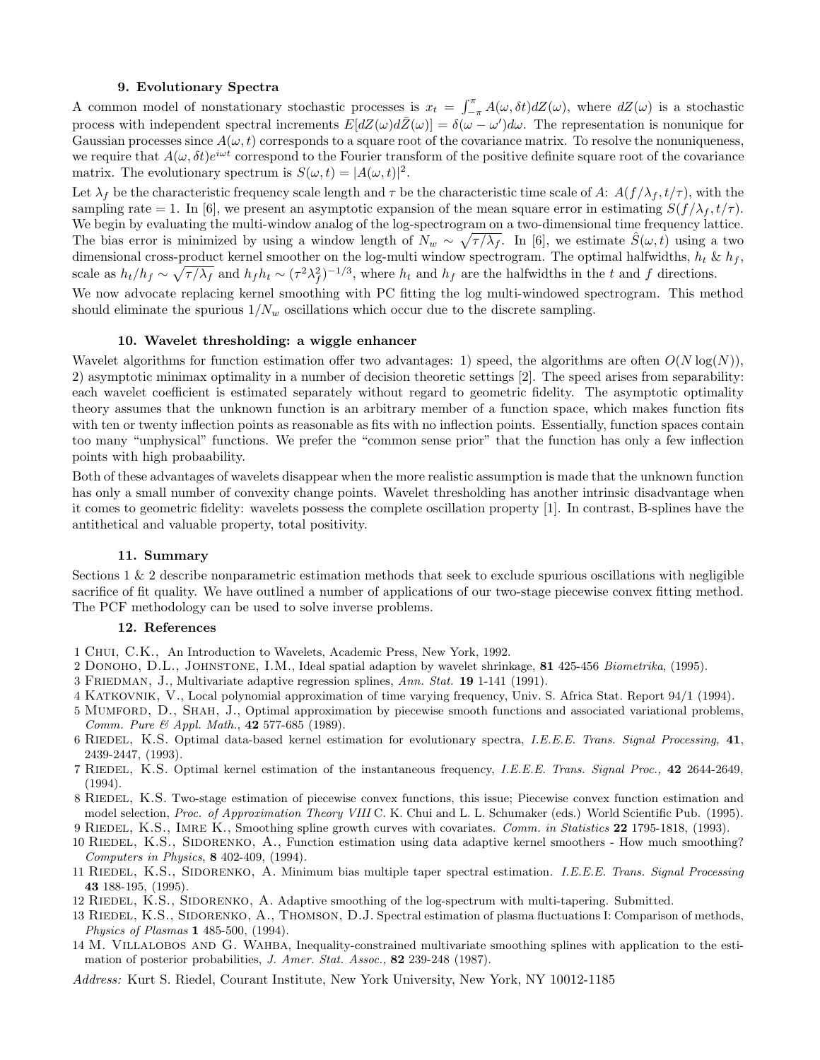### 9. Evolutionary Spectra

A common model of nonstationary stochastic processes is $x_t = \int_{-\pi}^{\pi} A(\omega, \delta t) dZ(\omega)$, where $dZ(\omega)$ is a stochastic process with independent spectral increments $E[dZ(\omega)d\bar{Z}(\omega)] = \delta(\omega - \omega')d\omega$. The representation is nonunique for Gaussian processes since $A(\omega, t)$ corresponds to a square root of the covariance matrix. To resolve the nonuniqueness, we require that $A(\omega, \delta t)e^{i\omega t}$ correspond to the Fourier transform of the positive definite square root of the covariance matrix. The evolutionary spectrum is $S(\omega, t) = |A(\omega, t)|^2$.

Let $\lambda_f$ be the characteristic frequency scale length and $\tau$ be the characteristic time scale of $A$: $A(f/\lambda_f, t/\tau)$, with the sampling rate = 1. In [6], we present an asymptotic expansion of the mean square error in estimating $S(f/\lambda_f, t/\tau)$. We begin by evaluating the multi-window analog of the log-spectrogram on a two-dimensional time frequency lattice. The bias error is minimized by using a window length of $N_w \sim \sqrt{\tau/\lambda_f}$. In [6], we estimate $\hat{S}(\omega, t)$ using a two dimensional cross-product kernel smoother on the log-multi window spectrogram. The optimal halfwidths, $h_t$ & $h_f$, scale as $h_t/h_f \sim \sqrt{\tau/\lambda_f}$ and $h_f h_t \sim (\tau^2\lambda_f^2)^{-1/3}$, where $h_t$ and $h_f$ are the halfwidths in the $t$ and $f$ directions.

We now advocate replacing kernel smoothing with PC fitting the log multi-windowed spectrogram. This method should eliminate the spurious $1/N_w$ oscillations which occur due to the discrete sampling.

### 10. Wavelet thresholding: a wiggle enhancer

Wavelet algorithms for function estimation offer two advantages: 1) speed, the algorithms are often $O(N\log(N))$, 2) asymptotic minimax optimality in a number of decision theoretic settings [2]. The speed arises from separability: each wavelet coefficient is estimated separately without regard to geometric fidelity. The asymptotic optimality theory assumes that the unknown function is an arbitrary member of a function space, which makes function fits with ten or twenty inflection points as reasonable as fits with no inflection points. Essentially, function spaces contain too many "unphysical" functions. We prefer the "common sense prior" that the function has only a few inflection points with high probaability.

Both of these advantages of wavelets disappear when the more realistic assumption is made that the unknown function has only a small number of convexity change points. Wavelet thresholding has another intrinsic disadvantage when it comes to geometric fidelity: wavelets possess the complete oscillation property [1]. In contrast, B-splines have the antithetical and valuable property, total positivity.

### 11. Summary

Sections 1 & 2 describe nonparametric estimation methods that seek to exclude spurious oscillations with negligible sacrifice of fit quality. We have outlined a number of applications of our two-stage piecewise convex fitting method. The PCF methodology can be used to solve inverse problems.

### 12. References

1 Chui, C.K., An Introduction to Wavelets, Academic Press, New York, 1992.

2 Donoho, D.L., Johnstone, I.M., Ideal spatial adaption by wavelet shrinkage, **81** 425-456 *Biometrika*, (1995).

3 Friedman, J., Multivariate adaptive regression splines, *Ann. Stat.* **19** 1-141 (1991).

4 Katkovnik, V., Local polynomial approximation of time varying frequency, Univ. S. Africa Stat. Report 94/1 (1994).

5 Mumford, D., Shah, J., Optimal approximation by piecewise smooth functions and associated variational problems, *Comm. Pure & Appl. Math.*, **42** 577-685 (1989).

6 Riedel, K.S. Optimal data-based kernel estimation for evolutionary spectra, *I.E.E.E. Trans. Signal Processing,* **41**, 2439-2447, (1993).

7 Riedel, K.S. Optimal kernel estimation of the instantaneous frequency, *I.E.E.E. Trans. Signal Proc.,* **42** 2644-2649, (1994).

8 Riedel, K.S. Two-stage estimation of piecewise convex functions, this issue; Piecewise convex function estimation and model selection, *Proc. of Approximation Theory VIII* C. K. Chui and L. L. Schumaker (eds.) World Scientific Pub. (1995).

9 Riedel, K.S., Imre K., Smoothing spline growth curves with covariates. *Comm. in Statistics* **22** 1795-1818, (1993).

10 Riedel, K.S., Sidorenko, A., Function estimation using data adaptive kernel smoothers - How much smoothing? *Computers in Physics*, **8** 402-409, (1994).

11 Riedel, K.S., Sidorenko, A. Minimum bias multiple taper spectral estimation. *I.E.E.E. Trans. Signal Processing* **43** 188-195, (1995).

12 Riedel, K.S., Sidorenko, A. Adaptive smoothing of the log-spectrum with multi-tapering. Submitted.

13 Riedel, K.S., Sidorenko, A., Thomson, D.J. Spectral estimation of plasma fluctuations I: Comparison of methods, *Physics of Plasmas* **1** 485-500, (1994).

14 M. Villalobos and G. Wahba, Inequality-constrained multivariate smoothing splines with application to the estimation of posterior probabilities, *J. Amer. Stat. Assoc.*, **82** 239-248 (1987).

*Address:* Kurt S. Riedel, Courant Institute, New York University, New York, NY 10012-1185